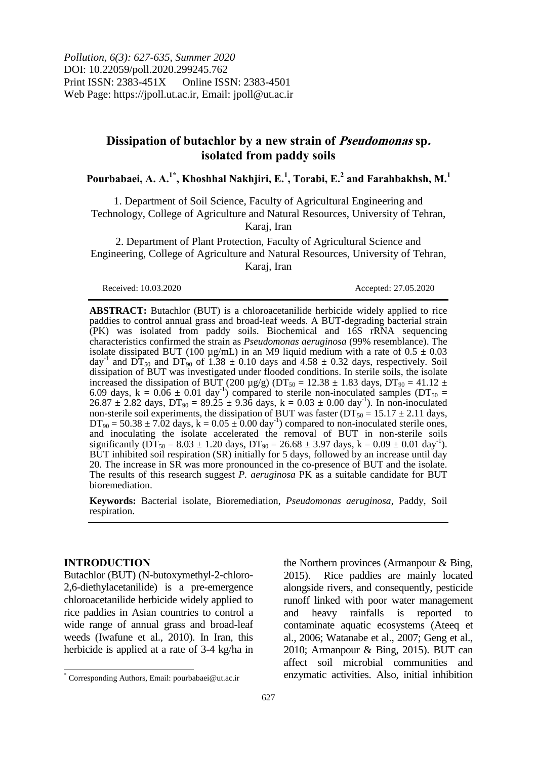Pollution, 6(3): 627-635, Summer 2020
DOI: 10.22059/poll.2020.299245.762
Print ISSN: 2383-451X Online ISSN: 2383-4501
Web Page: https://jpoll.ut.ac.ir, Email: jpoll@ut.ac.ir

# Dissipation of butachlor by a new strain of *Pseudomonas* sp. isolated from paddy soils

**Pourbabaei, A. A.[1*], Khoshhal Nakhjiri, E.[1], Torabi, E.[2] and Farahbakhsh, M.[1]**

1. Department of Soil Science, Faculty of Agricultural Engineering and Technology, College of Agriculture and Natural Resources, University of Tehran, Karaj, Iran

2. Department of Plant Protection, Faculty of Agricultural Science and Engineering, College of Agriculture and Natural Resources, University of Tehran, Karaj, Iran

Received: 10.03.2020 Accepted: 27.05.2020

**ABSTRACT:** Butachlor (BUT) is a chloroacetanilide herbicide widely applied to rice paddies to control annual grass and broad-leaf weeds. A BUT-degrading bacterial strain (PK) was isolated from paddy soils. Biochemical and 16S rRNA sequencing characteristics confirmed the strain as *Pseudomonas aeruginosa* (99% resemblance). The isolate dissipated BUT (100 µg/mL) in an M9 liquid medium with a rate of $0.5 \pm 0.03$ day$^{-1}$ and $DT_{50}$ and $DT_{90}$ of $1.38 \pm 0.10$ days and $4.58 \pm 0.32$ days, respectively. Soil dissipation of BUT was investigated under flooded conditions. In sterile soils, the isolate increased the dissipation of BUT (200 µg/g) ($DT_{50} = 12.38 \pm 1.83$ days, $DT_{90} = 41.12 \pm 6.09$ days, $k = 0.06 \pm 0.01$ day$^{-1}$) compared to sterile non-inoculated samples ($DT_{50} = 26.87 \pm 2.82$ days, $DT_{90} = 89.25 \pm 9.36$ days, $k = 0.03 \pm 0.00$ day$^{-1}$). In non-inoculated non-sterile soil experiments, the dissipation of BUT was faster ($DT_{50} = 15.17 \pm 2.11$ days, $DT_{90} = 50.38 \pm 7.02$ days, $k = 0.05 \pm 0.00$ day$^{-1}$) compared to non-inoculated sterile ones, and inoculating the isolate accelerated the removal of BUT in non-sterile soils significantly ($DT_{50} = 8.03 \pm 1.20$ days, $DT_{90} = 26.68 \pm 3.97$ days, $k = 0.09 \pm 0.01$ day$^{-1}$). BUT inhibited soil respiration (SR) initially for 5 days, followed by an increase until day 20. The increase in SR was more pronounced in the co-presence of BUT and the isolate. The results of this research suggest *P. aeruginosa* PK as a suitable candidate for BUT bioremediation.

**Keywords:** Bacterial isolate, Bioremediation, *Pseudomonas aeruginosa*, Paddy, Soil respiration.

## INTRODUCTION

Butachlor (BUT) (N-butoxymethyl-2-chloro-2,6-diethylacetanilide) is a pre-emergence chloroacetanilide herbicide widely applied to rice paddies in Asian countries to control a wide range of annual grass and broad-leaf weeds (Iwafune et al., 2010). In Iran, this herbicide is applied at a rate of 3-4 kg/ha in the Northern provinces (Armanpour & Bing, 2015). Rice paddies are mainly located alongside rivers, and consequently, pesticide runoff linked with poor water management and heavy rainfalls is reported to contaminate aquatic ecosystems (Ateeq et al., 2006; Watanabe et al., 2007; Geng et al., 2010; Armanpour & Bing, 2015). BUT can affect soil microbial communities and enzymatic activities. Also, initial inhibition

[*] Corresponding Authors, Email: pourbabaei@ut.ac.ir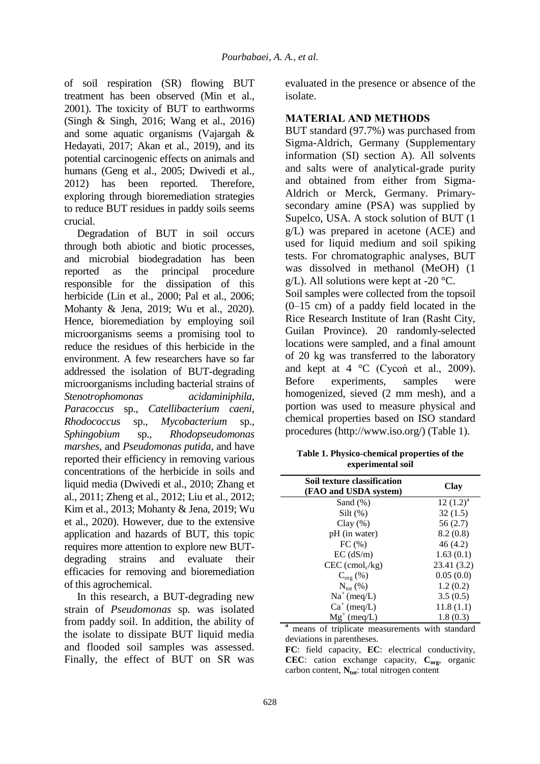of soil respiration (SR) flowing BUT treatment has been observed (Min et al., 2001). The toxicity of BUT to earthworms (Singh & Singh, 2016; Wang et al., 2016) and some aquatic organisms (Vajargah & Hedayati, 2017; Akan et al., 2019), and its potential carcinogenic effects on animals and humans (Geng et al., 2005; Dwivedi et al., 2012) has been reported. Therefore, exploring through bioremediation strategies to reduce BUT residues in paddy soils seems crucial.

Degradation of BUT in soil occurs through both abiotic and biotic processes, and microbial biodegradation has been reported as the principal procedure responsible for the dissipation of this herbicide (Lin et al., 2000; Pal et al., 2006; Mohanty & Jena, 2019; Wu et al., 2020). Hence, bioremediation by employing soil microorganisms seems a promising tool to reduce the residues of this herbicide in the environment. A few researchers have so far addressed the isolation of BUT-degrading microorganisms including bacterial strains of *Stenotrophomonas acidaminiphila*, *Paracoccus* sp., *Catellibacterium caeni*, *Rhodococcus* sp., *Mycobacterium* sp., *Sphingobium* sp., *Rhodopseudomonas marshes*, and *Pseudomonas putida*, and have reported their efficiency in removing various concentrations of the herbicide in soils and liquid media (Dwivedi et al., 2010; Zhang et al., 2011; Zheng et al., 2012; Liu et al., 2012; Kim et al., 2013; Mohanty & Jena, 2019; Wu et al., 2020). However, due to the extensive application and hazards of BUT, this topic requires more attention to explore new BUT-degrading strains and evaluate their efficacies for removing and bioremediation of this agrochemical.

In this research, a BUT-degrading new strain of *Pseudomonas* sp. was isolated from paddy soil. In addition, the ability of the isolate to dissipate BUT liquid media and flooded soil samples was assessed. Finally, the effect of BUT on SR was evaluated in the presence or absence of the isolate.

## MATERIAL AND METHODS

BUT standard (97.7%) was purchased from Sigma-Aldrich, Germany (Supplementary information (SI) section A). All solvents and salts were of analytical-grade purity and obtained from either from Sigma-Aldrich or Merck, Germany. Primary-secondary amine (PSA) was supplied by Supelco, USA. A stock solution of BUT (1 g/L) was prepared in acetone (ACE) and used for liquid medium and soil spiking tests. For chromatographic analyses, BUT was dissolved in methanol (MeOH) (1 g/L). All solutions were kept at -20 °C.

Soil samples were collected from the topsoil (0–15 cm) of a paddy field located in the Rice Research Institute of Iran (Rasht City, Guilan Province). 20 randomly-selected locations were sampled, and a final amount of 20 kg was transferred to the laboratory and kept at 4 °C (Cycoń et al., 2009). Before experiments, samples were homogenized, sieved (2 mm mesh), and a portion was used to measure physical and chemical properties based on ISO standard procedures (http://www.iso.org/) (Table 1).

**Table 1. Physico-chemical properties of the experimental soil**

| Soil texture classification (FAO and USDA system) | Clay |
|---|---|
| Sand (%) | 12 (1.2)[a] |
| Silt (%) | 32 (1.5) |
| Clay (%) | 56 (2.7) |
| pH (in water) | 8.2 (0.8) |
| FC (%) | 46 (4.2) |
| EC (dS/m) | 1.63 (0.1) |
| CEC ($cmol_c$/kg) | 23.41 (3.2) |
| $C_{org}$ (%) | 0.05 (0.0) |
| $N_{tot}$ (%) | 1.2 (0.2) |
| $Na^+$ (meq/L) | 3.5 (0.5) |
| $Ca^+$ (meq/L) | 11.8 (1.1) |
| $Mg^+$ (meq/L) | 1.8 (0.3) |

[a] means of triplicate measurements with standard deviations in parentheses.

**FC**: field capacity, **EC**: electrical conductivity, **CEC**: cation exchange capacity, **$C_{org}$**, organic carbon content, **$N_{tot}$**: total nitrogen content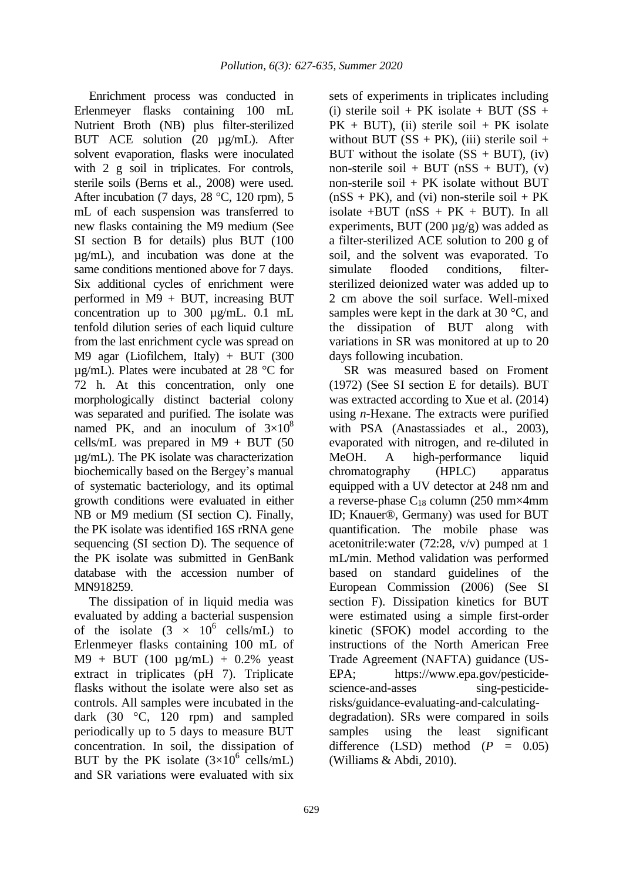Enrichment process was conducted in Erlenmeyer flasks containing 100 mL Nutrient Broth (NB) plus filter-sterilized BUT ACE solution (20 µg/mL). After solvent evaporation, flasks were inoculated with 2 g soil in triplicates. For controls, sterile soils (Berns et al., 2008) were used. After incubation (7 days, 28 °C, 120 rpm), 5 mL of each suspension was transferred to new flasks containing the M9 medium (See SI section B for details) plus BUT (100 µg/mL), and incubation was done at the same conditions mentioned above for 7 days. Six additional cycles of enrichment were performed in M9 + BUT, increasing BUT concentration up to 300 µg/mL. 0.1 mL tenfold dilution series of each liquid culture from the last enrichment cycle was spread on M9 agar (Liofilchem, Italy) + BUT (300 µg/mL). Plates were incubated at 28 °C for 72 h. At this concentration, only one morphologically distinct bacterial colony was separated and purified. The isolate was named PK, and an inoculum of $3\times10^8$ cells/mL was prepared in M9 + BUT (50 µg/mL). The PK isolate was characterization biochemically based on the Bergey's manual of systematic bacteriology, and its optimal growth conditions were evaluated in either NB or M9 medium (SI section C). Finally, the PK isolate was identified 16S rRNA gene sequencing (SI section D). The sequence of the PK isolate was submitted in GenBank database with the accession number of MN918259.

The dissipation of in liquid media was evaluated by adding a bacterial suspension of the isolate ($3 \times 10^6$ cells/mL) to Erlenmeyer flasks containing 100 mL of M9 + BUT (100 µg/mL) + 0.2% yeast extract in triplicates (pH 7). Triplicate flasks without the isolate were also set as controls. All samples were incubated in the dark (30 °C, 120 rpm) and sampled periodically up to 5 days to measure BUT concentration. In soil, the dissipation of BUT by the PK isolate ($3\times10^6$ cells/mL) and SR variations were evaluated with six sets of experiments in triplicates including (i) sterile soil + PK isolate + BUT (SS + PK + BUT), (ii) sterile soil + PK isolate without BUT (SS + PK), (iii) sterile soil + BUT without the isolate (SS + BUT), (iv) non-sterile soil + BUT (nSS + BUT), (v) non-sterile soil + PK isolate without BUT (nSS + PK), and (vi) non-sterile soil + PK isolate +BUT (nSS + PK + BUT). In all experiments, BUT (200 µg/g) was added as a filter-sterilized ACE solution to 200 g of soil, and the solvent was evaporated. To simulate flooded conditions, filter-sterilized deionized water was added up to 2 cm above the soil surface. Well-mixed samples were kept in the dark at 30 °C, and the dissipation of BUT along with variations in SR was monitored at up to 20 days following incubation.

SR was measured based on Froment (1972) (See SI section E for details). BUT was extracted according to Xue et al. (2014) using *n*-Hexane. The extracts were purified with PSA (Anastassiades et al., 2003), evaporated with nitrogen, and re-diluted in MeOH. A high-performance liquid chromatography (HPLC) apparatus equipped with a UV detector at 248 nm and a reverse-phase $C_{18}$ column (250 mm×4mm ID; Knauer®, Germany) was used for BUT quantification. The mobile phase was acetonitrile:water (72:28, v/v) pumped at 1 mL/min. Method validation was performed based on standard guidelines of the European Commission (2006) (See SI section F). Dissipation kinetics for BUT were estimated using a simple first-order kinetic (SFOK) model according to the instructions of the North American Free Trade Agreement (NAFTA) guidance (US-EPA; https://www.epa.gov/pesticide-science-and-asses sing-pesticide-risks/guidance-evaluating-and-calculating-degradation). SRs were compared in soils samples using the least significant difference (LSD) method ($P$ = 0.05) (Williams & Abdi, 2010).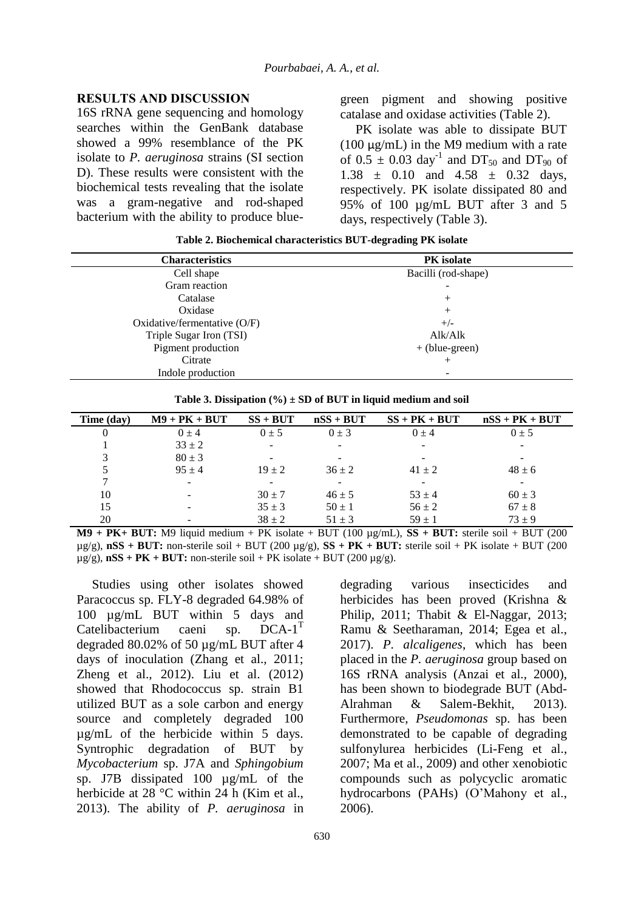## RESULTS AND DISCUSSION

16S rRNA gene sequencing and homology searches within the GenBank database showed a 99% resemblance of the PK isolate to *P. aeruginosa* strains (SI section D). These results were consistent with the biochemical tests revealing that the isolate was a gram-negative and rod-shaped bacterium with the ability to produce blue-green pigment and showing positive catalase and oxidase activities (Table 2).

PK isolate was able to dissipate BUT (100 µg/mL) in the M9 medium with a rate of $0.5 \pm 0.03$ day$^{-1}$ and $DT_{50}$ and $DT_{90}$ of $1.38 \pm 0.10$ and $4.58 \pm 0.32$ days, respectively. PK isolate dissipated 80 and 95% of 100 µg/mL BUT after 3 and 5 days, respectively (Table 3).

**Table 2. Biochemical characteristics BUT-degrading PK isolate**

| Characteristics | PK isolate |
| --- | --- |
| Cell shape | Bacilli (rod-shape) |
| Gram reaction | - |
| Catalase | + |
| Oxidase | + |
| Oxidative/fermentative (O/F) | +/- |
| Triple Sugar Iron (TSI) | Alk/Alk |
| Pigment production | + (blue-green) |
| Citrate | + |
| Indole production | - |

**Table 3. Dissipation (%) ± SD of BUT in liquid medium and soil**

| Time (day) | M9 + PK + BUT | SS + BUT | nSS + BUT | SS + PK + BUT | nSS + PK + BUT |
| --- | --- | --- | --- | --- | --- |
| 0 | 0 ± 4 | 0 ± 5 | 0 ± 3 | 0 ± 4 | 0 ± 5 |
| 1 | 33 ± 2 | - | - | - | - |
| 3 | 80 ± 3 | - | - | - | - |
| 5 | 95 ± 4 | 19 ± 2 | 36 ± 2 | 41 ± 2 | 48 ± 6 |
| 7 | - | - | - | - | - |
| 10 | - | 30 ± 7 | 46 ± 5 | 53 ± 4 | 60 ± 3 |
| 15 | - | 35 ± 3 | 50 ± 1 | 56 ± 2 | 67 ± 8 |
| 20 | - | 38 ± 2 | 51 ± 3 | 59 ± 1 | 73 ± 9 |

**M9 + PK+ BUT:** M9 liquid medium + PK isolate + BUT (100 µg/mL), **SS + BUT:** sterile soil + BUT (200 µg/g), **nSS + BUT:** non-sterile soil + BUT (200 µg/g), **SS + PK + BUT:** sterile soil + PK isolate + BUT (200 µg/g), **nSS + PK + BUT:** non-sterile soil + PK isolate + BUT (200 µg/g).

Studies using other isolates showed Paracoccus sp. FLY-8 degraded 64.98% of 100 µg/mL BUT within 5 days and Catelibacterium caeni sp. DCA-1$^{T}$ degraded 80.02% of 50 µg/mL BUT after 4 days of inoculation (Zhang et al., 2011; Zheng et al., 2012). Liu et al. (2012) showed that Rhodococcus sp. strain B1 utilized BUT as a sole carbon and energy source and completely degraded 100 µg/mL of the herbicide within 5 days. Syntrophic degradation of BUT by *Mycobacterium* sp. J7A and *Sphingobium* sp. J7B dissipated 100 µg/mL of the herbicide at 28 °C within 24 h (Kim et al., 2013). The ability of *P. aeruginosa* in degrading various insecticides and herbicides has been proved (Krishna & Philip, 2011; Thabit & El-Naggar, 2013; Ramu & Seetharaman, 2014; Egea et al., 2017). *P. alcaligenes*, which has been placed in the *P. aeruginosa* group based on 16S rRNA analysis (Anzai et al., 2000), has been shown to biodegrade BUT (Abd-Alrahman & Salem-Bekhit, 2013). Furthermore, *Pseudomonas* sp. has been demonstrated to be capable of degrading sulfonylurea herbicides (Li-Feng et al., 2007; Ma et al., 2009) and other xenobiotic compounds such as polycyclic aromatic hydrocarbons (PAHs) (O'Mahony et al., 2006).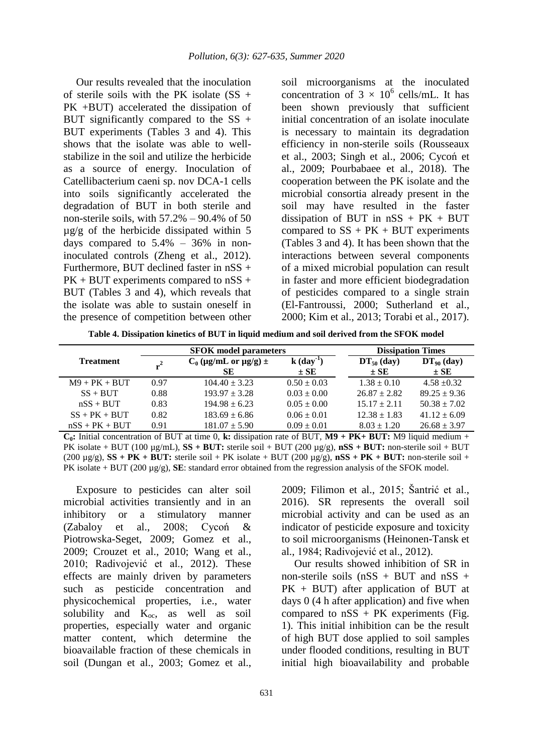Our results revealed that the inoculation of sterile soils with the PK isolate (SS + PK +BUT) accelerated the dissipation of BUT significantly compared to the SS + BUT experiments (Tables 3 and 4). This shows that the isolate was able to well-stabilize in the soil and utilize the herbicide as a source of energy. Inoculation of Catellibacterium caeni sp. nov DCA-1 cells into soils significantly accelerated the degradation of BUT in both sterile and non-sterile soils, with 57.2% – 90.4% of 50 µg/g of the herbicide dissipated within 5 days compared to 5.4% – 36% in non-inoculated controls (Zheng et al., 2012). Furthermore, BUT declined faster in nSS + PK + BUT experiments compared to nSS + BUT (Tables 3 and 4), which reveals that the isolate was able to sustain oneself in the presence of competition between other soil microorganisms at the inoculated concentration of $3 \times 10^6$ cells/mL. It has been shown previously that sufficient initial concentration of an isolate inoculate is necessary to maintain its degradation efficiency in non-sterile soils (Rousseaux et al., 2003; Singh et al., 2006; Cycoń et al., 2009; Pourbabaee et al., 2018). The cooperation between the PK isolate and the microbial consortia already present in the soil may have resulted in the faster dissipation of BUT in nSS + PK + BUT compared to SS + PK + BUT experiments (Tables 3 and 4). It has been shown that the interactions between several components of a mixed microbial population can result in faster and more efficient biodegradation of pesticides compared to a single strain (El-Fantroussi, 2000; Sutherland et al., 2000; Kim et al., 2013; Torabi et al., 2017).

**Table 4. Dissipation kinetics of BUT in liquid medium and soil derived from the SFOK model**

| Treatment | SFOK model parameters | | | Dissipation Times | |
|---|---|---|---|---|---|
| | $r^2$ | $C_0$ (µg/mL or µg/g) ± SE | k ($day^{-1}$) ± SE | $DT_{50}$ (day) ± SE | $DT_{90}$ (day) ± SE |
| M9 + PK + BUT | 0.97 | 104.40 ± 3.23 | 0.50 ± 0.03 | 1.38 ± 0.10 | 4.58 ±0.32 |
| SS + BUT | 0.88 | 193.97 ± 3.28 | 0.03 ± 0.00 | 26.87 ± 2.82 | 89.25 ± 9.36 |
| nSS + BUT | 0.83 | 194.98 ± 6.23 | 0.05 ± 0.00 | 15.17 ± 2.11 | 50.38 ± 7.02 |
| SS + PK + BUT | 0.82 | 183.69 ± 6.86 | 0.06 ± 0.01 | 12.38 ± 1.83 | 41.12 ± 6.09 |
| nSS + PK + BUT | 0.91 | 181.07 ± 5.90 | 0.09 ± 0.01 | 8.03 ± 1.20 | 26.68 ± 3.97 |

**$C_0$:** Initial concentration of BUT at time 0, **k:** dissipation rate of BUT, **M9 + PK+ BUT:** M9 liquid medium + PK isolate + BUT (100 µg/mL), **SS + BUT:** sterile soil + BUT (200 µg/g), **nSS + BUT:** non-sterile soil + BUT (200 µg/g), **SS + PK + BUT:** sterile soil + PK isolate + BUT (200 µg/g), **nSS + PK + BUT:** non-sterile soil + PK isolate + BUT (200 µg/g), **SE**: standard error obtained from the regression analysis of the SFOK model.

Exposure to pesticides can alter soil microbial activities transiently and in an inhibitory or a stimulatory manner (Zabaloy et al., 2008; Cycoń & Piotrowska-Seget, 2009; Gomez et al., 2009; Crouzet et al., 2010; Wang et al., 2010; Radivojević et al., 2012). These effects are mainly driven by parameters such as pesticide concentration and physicochemical properties, i.e., water solubility and $K_{oc}$, as well as soil properties, especially water and organic matter content, which determine the bioavailable fraction of these chemicals in soil (Dungan et al., 2003; Gomez et al., 2009; Filimon et al., 2015; Šantrić et al., 2016). SR represents the overall soil microbial activity and can be used as an indicator of pesticide exposure and toxicity to soil microorganisms (Heinonen-Tansk et al., 1984; Radivojević et al., 2012).

Our results showed inhibition of SR in non-sterile soils (nSS + BUT and nSS + PK + BUT) after application of BUT at days 0 (4 h after application) and five when compared to nSS + PK experiments (Fig. 1). This initial inhibition can be the result of high BUT dose applied to soil samples under flooded conditions, resulting in BUT initial high bioavailability and probable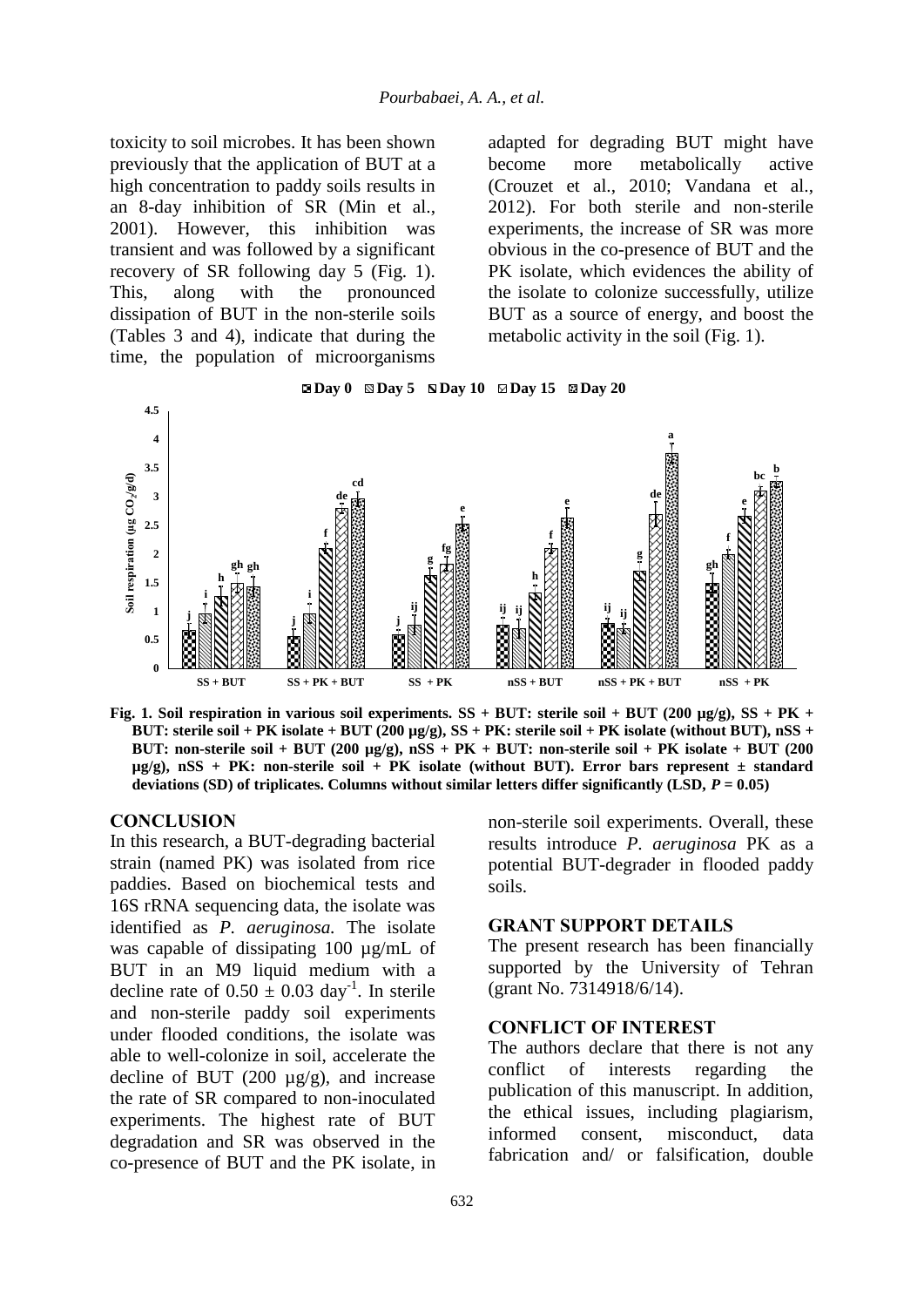toxicity to soil microbes. It has been shown previously that the application of BUT at a high concentration to paddy soils results in an 8-day inhibition of SR (Min et al., 2001). However, this inhibition was transient and was followed by a significant recovery of SR following day 5 (Fig. 1). This, along with the pronounced dissipation of BUT in the non-sterile soils (Tables 3 and 4), indicate that during the time, the population of microorganisms adapted for degrading BUT might have become more metabolically active (Crouzet et al., 2010; Vandana et al., 2012). For both sterile and non-sterile experiments, the increase of SR was more obvious in the co-presence of BUT and the PK isolate, which evidences the ability of the isolate to colonize successfully, utilize BUT as a source of energy, and boost the metabolic activity in the soil (Fig. 1).

**Fig. 1. Soil respiration in various soil experiments. SS + BUT: sterile soil + BUT (200 µg/g), SS + PK + BUT: sterile soil + PK isolate + BUT (200 µg/g), SS + PK: sterile soil + PK isolate (without BUT), nSS + BUT: non-sterile soil + BUT (200 µg/g), nSS + PK + BUT: non-sterile soil + PK isolate + BUT (200 µg/g), nSS + PK: non-sterile soil + PK isolate (without BUT). Error bars represent ± standard deviations (SD) of triplicates. Columns without similar letters differ significantly (LSD, *P* = 0.05)**

## CONCLUSION

In this research, a BUT-degrading bacterial strain (named PK) was isolated from rice paddies. Based on biochemical tests and 16S rRNA sequencing data, the isolate was identified as *P. aeruginosa.* The isolate was capable of dissipating 100 µg/mL of BUT in an M9 liquid medium with a decline rate of $0.50 \pm 0.03$ day$^{-1}$. In sterile and non-sterile paddy soil experiments under flooded conditions, the isolate was able to well-colonize in soil, accelerate the decline of BUT (200 µg/g), and increase the rate of SR compared to non-inoculated experiments. The highest rate of BUT degradation and SR was observed in the co-presence of BUT and the PK isolate, in non-sterile soil experiments. Overall, these results introduce *P. aeruginosa* PK as a potential BUT-degrader in flooded paddy soils.

## GRANT SUPPORT DETAILS

The present research has been financially supported by the University of Tehran (grant No. 7314918/6/14).

## CONFLICT OF INTEREST

The authors declare that there is not any conflict of interests regarding the publication of this manuscript. In addition, the ethical issues, including plagiarism, informed consent, misconduct, data fabrication and/ or falsification, double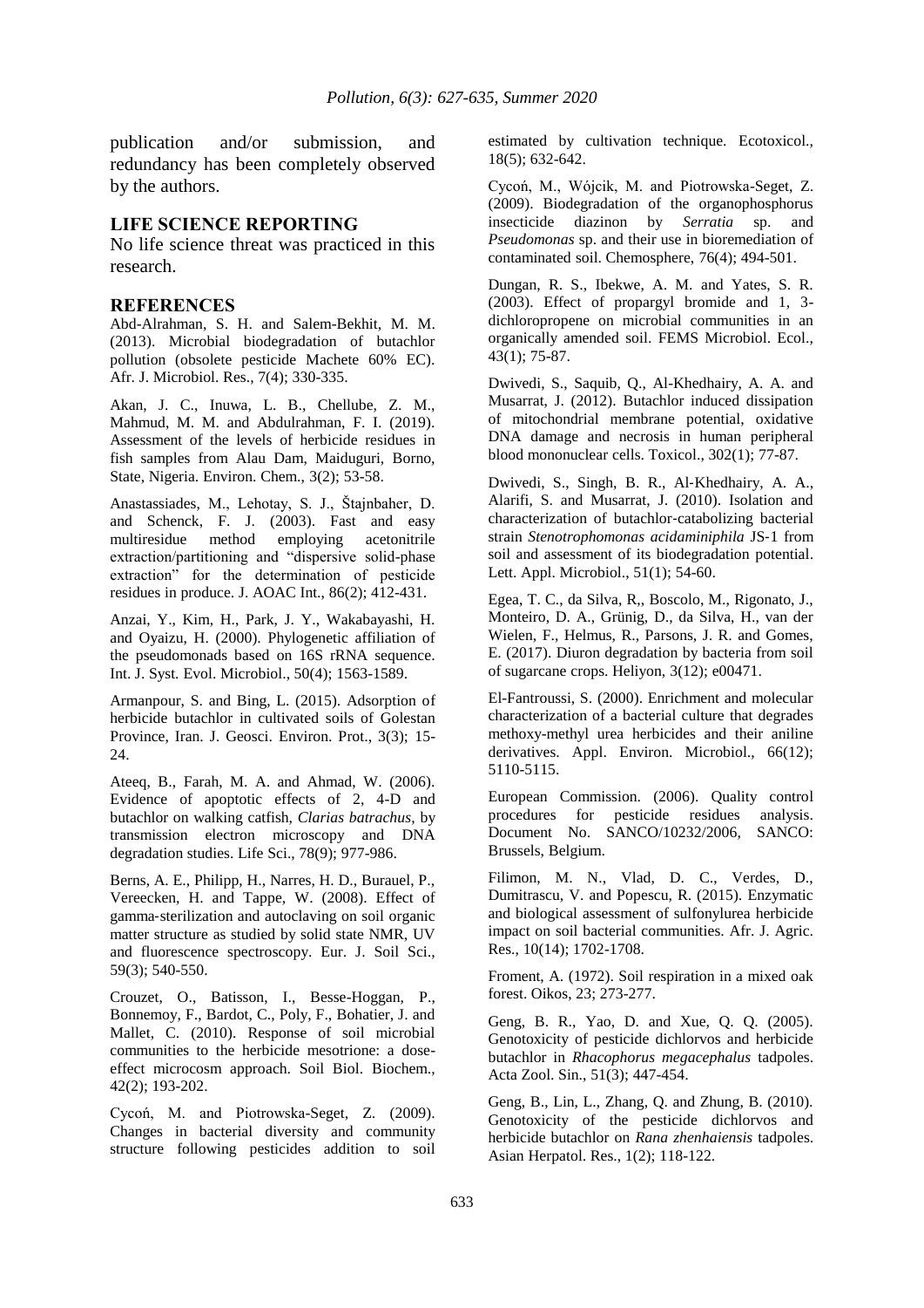publication and/or submission, and redundancy has been completely observed by the authors.

## LIFE SCIENCE REPORTING

No life science threat was practiced in this research.

## REFERENCES

Abd-Alrahman, S. H. and Salem-Bekhit, M. M. (2013). Microbial biodegradation of butachlor pollution (obsolete pesticide Machete 60% EC). Afr. J. Microbiol. Res., 7(4); 330-335.

Akan, J. C., Inuwa, L. B., Chellube, Z. M., Mahmud, M. M. and Abdulrahman, F. I. (2019). Assessment of the levels of herbicide residues in fish samples from Alau Dam, Maiduguri, Borno, State, Nigeria. Environ. Chem., 3(2); 53-58.

Anastassiades, M., Lehotay, S. J., Štajnbaher, D. and Schenck, F. J. (2003). Fast and easy multiresidue method employing acetonitrile extraction/partitioning and "dispersive solid-phase extraction" for the determination of pesticide residues in produce. J. AOAC Int., 86(2); 412-431.

Anzai, Y., Kim, H., Park, J. Y., Wakabayashi, H. and Oyaizu, H. (2000). Phylogenetic affiliation of the pseudomonads based on 16S rRNA sequence. Int. J. Syst. Evol. Microbiol., 50(4); 1563-1589.

Armanpour, S. and Bing, L. (2015). Adsorption of herbicide butachlor in cultivated soils of Golestan Province, Iran. J. Geosci. Environ. Prot., 3(3); 15-24.

Ateeq, B., Farah, M. A. and Ahmad, W. (2006). Evidence of apoptotic effects of 2, 4-D and butachlor on walking catfish, *Clarias batrachus*, by transmission electron microscopy and DNA degradation studies. Life Sci., 78(9); 977-986.

Berns, A. E., Philipp, H., Narres, H. D., Burauel, P., Vereecken, H. and Tappe, W. (2008). Effect of gamma‐sterilization and autoclaving on soil organic matter structure as studied by solid state NMR, UV and fluorescence spectroscopy. Eur. J. Soil Sci., 59(3); 540-550.

Crouzet, O., Batisson, I., Besse-Hoggan, P., Bonnemoy, F., Bardot, C., Poly, F., Bohatier, J. and Mallet, C. (2010). Response of soil microbial communities to the herbicide mesotrione: a dose-effect microcosm approach. Soil Biol. Biochem., 42(2); 193-202.

Cycoń, M. and Piotrowska-Seget, Z. (2009). Changes in bacterial diversity and community structure following pesticides addition to soil estimated by cultivation technique. Ecotoxicol., 18(5); 632-642.

Cycoń, M., Wójcik, M. and Piotrowska-Seget, Z. (2009). Biodegradation of the organophosphorus insecticide diazinon by *Serratia* sp. and *Pseudomonas* sp. and their use in bioremediation of contaminated soil. Chemosphere, 76(4); 494-501.

Dungan, R. S., Ibekwe, A. M. and Yates, S. R. (2003). Effect of propargyl bromide and 1, 3-dichloropropene on microbial communities in an organically amended soil. FEMS Microbiol. Ecol., 43(1); 75-87.

Dwivedi, S., Saquib, Q., Al-Khedhairy, A. A. and Musarrat, J. (2012). Butachlor induced dissipation of mitochondrial membrane potential, oxidative DNA damage and necrosis in human peripheral blood mononuclear cells. Toxicol., 302(1); 77-87.

Dwivedi, S., Singh, B. R., Al‐Khedhairy, A. A., Alarifi, S. and Musarrat, J. (2010). Isolation and characterization of butachlor‐catabolizing bacterial strain *Stenotrophomonas acidaminiphila* JS‐1 from soil and assessment of its biodegradation potential. Lett. Appl. Microbiol., 51(1); 54-60.

Egea, T. C., da Silva, R,, Boscolo, M., Rigonato, J., Monteiro, D. A., Grünig, D., da Silva, H., van der Wielen, F., Helmus, R., Parsons, J. R. and Gomes, E. (2017). Diuron degradation by bacteria from soil of sugarcane crops. Heliyon, 3(12); e00471.

El-Fantroussi, S. (2000). Enrichment and molecular characterization of a bacterial culture that degrades methoxy-methyl urea herbicides and their aniline derivatives. Appl. Environ. Microbiol., 66(12); 5110-5115.

European Commission. (2006). Quality control procedures for pesticide residues analysis. Document No. SANCO/10232/2006, SANCO: Brussels, Belgium.

Filimon, M. N., Vlad, D. C., Verdes, D., Dumitrascu, V. and Popescu, R. (2015). Enzymatic and biological assessment of sulfonylurea herbicide impact on soil bacterial communities. Afr. J. Agric. Res., 10(14); 1702-1708.

Froment, A. (1972). Soil respiration in a mixed oak forest. Oikos, 23; 273-277.

Geng, B. R., Yao, D. and Xue, Q. Q. (2005). Genotoxicity of pesticide dichlorvos and herbicide butachlor in *Rhacophorus megacephalus* tadpoles. Acta Zool. Sin., 51(3); 447-454.

Geng, B., Lin, L., Zhang, Q. and Zhung, B. (2010). Genotoxicity of the pesticide dichlorvos and herbicide butachlor on *Rana zhenhaiensis* tadpoles. Asian Herpatol. Res., 1(2); 118-122.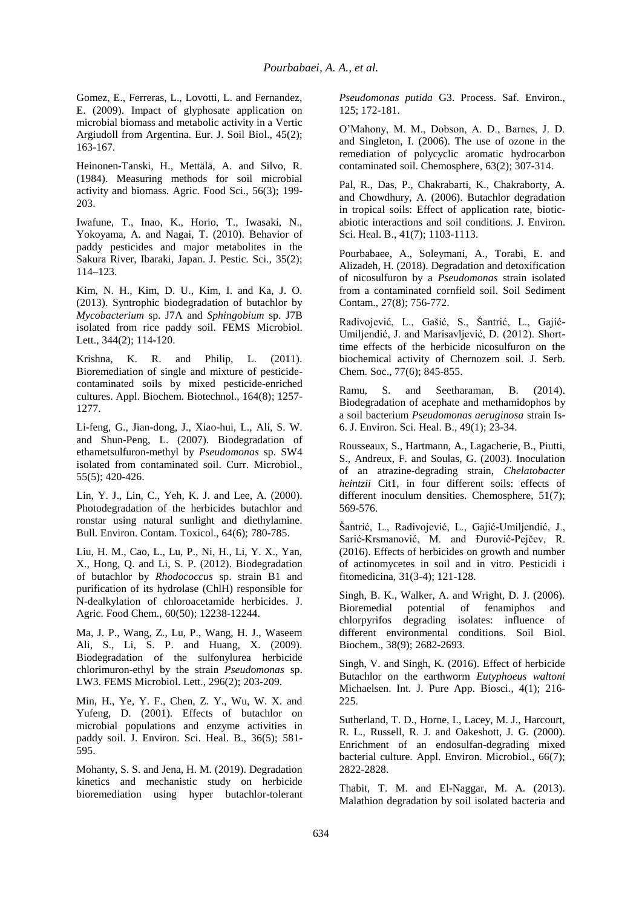Gomez, E., Ferreras, L., Lovotti, L. and Fernandez, E. (2009). Impact of glyphosate application on microbial biomass and metabolic activity in a Vertic Argiudoll from Argentina. Eur. J. Soil Biol., 45(2); 163-167.

Heinonen-Tanski, H., Mettälä, A. and Silvo, R. (1984). Measuring methods for soil microbial activity and biomass. Agric. Food Sci., 56(3); 199-203.

Iwafune, T., Inao, K., Horio, T., Iwasaki, N., Yokoyama, A. and Nagai, T. (2010). Behavior of paddy pesticides and major metabolites in the Sakura River, Ibaraki, Japan. J. Pestic. Sci., 35(2); 114–123.

Kim, N. H., Kim, D. U., Kim, I. and Ka, J. O. (2013). Syntrophic biodegradation of butachlor by *Mycobacterium* sp. J7A and *Sphingobium* sp. J7B isolated from rice paddy soil. FEMS Microbiol. Lett., 344(2); 114-120.

Krishna, K. R. and Philip, L. (2011). Bioremediation of single and mixture of pesticide-contaminated soils by mixed pesticide-enriched cultures. Appl. Biochem. Biotechnol., 164(8); 1257-1277.

Li-feng, G., Jian-dong, J., Xiao-hui, L., Ali, S. W. and Shun-Peng, L. (2007). Biodegradation of ethametsulfuron-methyl by *Pseudomonas* sp. SW4 isolated from contaminated soil. Curr. Microbiol., 55(5); 420-426.

Lin, Y. J., Lin, C., Yeh, K. J. and Lee, A. (2000). Photodegradation of the herbicides butachlor and ronstar using natural sunlight and diethylamine. Bull. Environ. Contam. Toxicol., 64(6); 780-785.

Liu, H. M., Cao, L., Lu, P., Ni, H., Li, Y. X., Yan, X., Hong, Q. and Li, S. P. (2012). Biodegradation of butachlor by *Rhodococcus* sp. strain B1 and purification of its hydrolase (ChlH) responsible for N-dealkylation of chloroacetamide herbicides. J. Agric. Food Chem., 60(50); 12238-12244.

Ma, J. P., Wang, Z., Lu, P., Wang, H. J., Waseem Ali, S., Li, S. P. and Huang, X. (2009). Biodegradation of the sulfonylurea herbicide chlorimuron-ethyl by the strain *Pseudomonas* sp. LW3. FEMS Microbiol. Lett., 296(2); 203-209.

Min, H., Ye, Y. F., Chen, Z. Y., Wu, W. X. and Yufeng, D. (2001). Effects of butachlor on microbial populations and enzyme activities in paddy soil. J. Environ. Sci. Heal. B., 36(5); 581-595.

Mohanty, S. S. and Jena, H. M. (2019). Degradation kinetics and mechanistic study on herbicide bioremediation using hyper butachlor-tolerant *Pseudomonas putida* G3. Process. Saf. Environ., 125; 172-181.

O'Mahony, M. M., Dobson, A. D., Barnes, J. D. and Singleton, I. (2006). The use of ozone in the remediation of polycyclic aromatic hydrocarbon contaminated soil. Chemosphere, 63(2); 307-314.

Pal, R., Das, P., Chakrabarti, K., Chakraborty, A. and Chowdhury, A. (2006). Butachlor degradation in tropical soils: Effect of application rate, biotic-abiotic interactions and soil conditions. J. Environ. Sci. Heal. B., 41(7); 1103-1113.

Pourbabaee, A., Soleymani, A., Torabi, E. and Alizadeh, H. (2018). Degradation and detoxification of nicosulfuron by a *Pseudomonas* strain isolated from a contaminated cornfield soil. Soil Sediment Contam., 27(8); 756-772.

Radivojević, L., Gašić, S., Šantrić, L., Gajić-Umiljendić, J. and Marisavljević, D. (2012). Short-time effects of the herbicide nicosulfuron on the biochemical activity of Chernozem soil. J. Serb. Chem. Soc., 77(6); 845-855.

Ramu, S. and Seetharaman, B. (2014). Biodegradation of acephate and methamidophos by a soil bacterium *Pseudomonas aeruginosa* strain Is-6. J. Environ. Sci. Heal. B., 49(1); 23-34.

Rousseaux, S., Hartmann, A., Lagacherie, B., Piutti, S., Andreux, F. and Soulas, G. (2003). Inoculation of an atrazine-degrading strain, *Chelatobacter heintzii* Cit1, in four different soils: effects of different inoculum densities. Chemosphere, 51(7); 569-576.

Šantrić, L., Radivojević, L., Gajić-Umiljendić, J., Sarić-Krsmanović, M. and Đurović-Pejčev, R. (2016). Effects of herbicides on growth and number of actinomycetes in soil and in vitro. Pesticidi i fitomedicina, 31(3-4); 121-128.

Singh, B. K., Walker, A. and Wright, D. J. (2006). Bioremedial potential of fenamiphos and chlorpyrifos degrading isolates: influence of different environmental conditions. Soil Biol. Biochem., 38(9); 2682-2693.

Singh, V. and Singh, K. (2016). Effect of herbicide Butachlor on the earthworm *Eutyphoeus waltoni* Michaelsen. Int. J. Pure App. Biosci., 4(1); 216-225.

Sutherland, T. D., Horne, I., Lacey, M. J., Harcourt, R. L., Russell, R. J. and Oakeshott, J. G. (2000). Enrichment of an endosulfan-degrading mixed bacterial culture. Appl. Environ. Microbiol., 66(7); 2822-2828.

Thabit, T. M. and El-Naggar, M. A. (2013). Malathion degradation by soil isolated bacteria and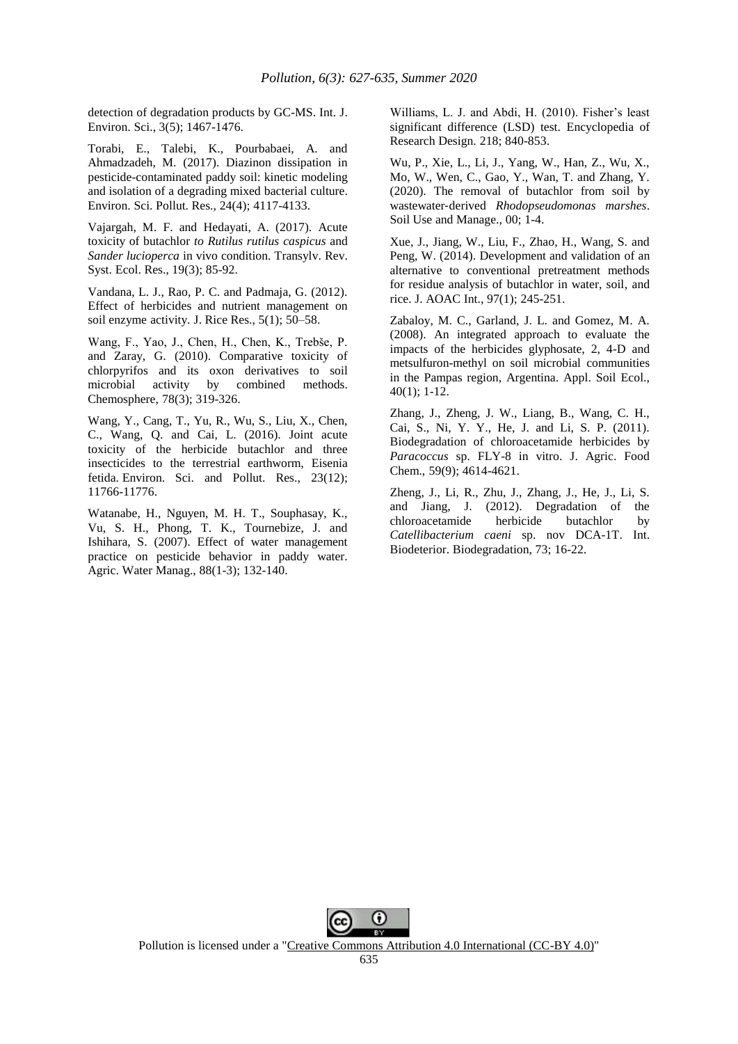detection of degradation products by GC-MS. Int. J. Environ. Sci., 3(5); 1467-1476.

Torabi, E., Talebi, K., Pourbabaei, A. and Ahmadzadeh, M. (2017). Diazinon dissipation in pesticide-contaminated paddy soil: kinetic modeling and isolation of a degrading mixed bacterial culture. Environ. Sci. Pollut. Res., 24(4); 4117-4133.

Vajargah, M. F. and Hedayati, A. (2017). Acute toxicity of butachlor *to Rutilus rutilus caspicus* and *Sander lucioperca* in vivo condition. Transylv. Rev. Syst. Ecol. Res., 19(3); 85-92.

Vandana, L. J., Rao, P. C. and Padmaja, G. (2012). Effect of herbicides and nutrient management on soil enzyme activity. J. Rice Res., 5(1); 50–58.

Wang, F., Yao, J., Chen, H., Chen, K., Trebše, P. and Zaray, G. (2010). Comparative toxicity of chlorpyrifos and its oxon derivatives to soil microbial activity by combined methods. Chemosphere, 78(3); 319-326.

Wang, Y., Cang, T., Yu, R., Wu, S., Liu, X., Chen, C., Wang, Q. and Cai, L. (2016). Joint acute toxicity of the herbicide butachlor and three insecticides to the terrestrial earthworm, Eisenia fetida. Environ. Sci. and Pollut. Res., 23(12); 11766-11776.

Watanabe, H., Nguyen, M. H. T., Souphasay, K., Vu, S. H., Phong, T. K., Tournebize, J. and Ishihara, S. (2007). Effect of water management practice on pesticide behavior in paddy water. Agric. Water Manag., 88(1-3); 132-140.

Williams, L. J. and Abdi, H. (2010). Fisher's least significant difference (LSD) test. Encyclopedia of Research Design. 218; 840-853.

Wu, P., Xie, L., Li, J., Yang, W., Han, Z., Wu, X., Mo, W., Wen, C., Gao, Y., Wan, T. and Zhang, Y. (2020). The removal of butachlor from soil by wastewater-derived *Rhodopseudomonas marshes*. Soil Use and Manage., 00; 1-4.

Xue, J., Jiang, W., Liu, F., Zhao, H., Wang, S. and Peng, W. (2014). Development and validation of an alternative to conventional pretreatment methods for residue analysis of butachlor in water, soil, and rice. J. AOAC Int., 97(1); 245-251.

Zabaloy, M. C., Garland, J. L. and Gomez, M. A. (2008). An integrated approach to evaluate the impacts of the herbicides glyphosate, 2, 4-D and metsulfuron-methyl on soil microbial communities in the Pampas region, Argentina. Appl. Soil Ecol., 40(1); 1-12.

Zhang, J., Zheng, J. W., Liang, B., Wang, C. H., Cai, S., Ni, Y. Y., He, J. and Li, S. P. (2011). Biodegradation of chloroacetamide herbicides by *Paracoccus* sp. FLY-8 in vitro. J. Agric. Food Chem., 59(9); 4614-4621.

Zheng, J., Li, R., Zhu, J., Zhang, J., He, J., Li, S. and Jiang, J. (2012). Degradation of the chloroacetamide herbicide butachlor by *Catellibacterium caeni* sp. nov DCA-1T. Int. Biodeterior. Biodegradation, 73; 16-22.

Pollution is licensed under a "Creative Commons Attribution 4.0 International (CC-BY 4.0)"